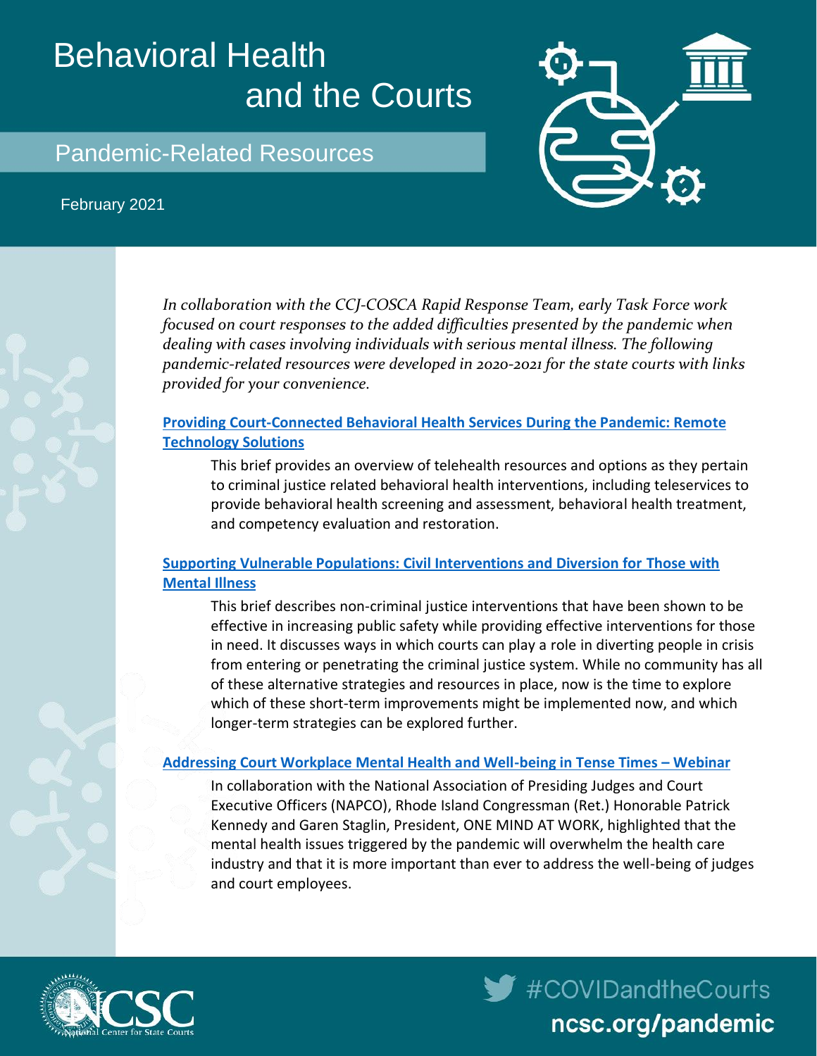# Behavioral Health and the Courts

## Pandemic-Related Resources

February 2021

*In collaboration with the CCJ-COSCA Rapid Response Team, early Task Force work focused on court responses to the added difficulties presented by the pandemic when dealing with cases involving individuals with serious mental illness. The following pandemic-related resources were developed in 2020-2021 for the state courts with links provided for your convenience.*

### Providing Court-Connected Behavioral Health Services During the Pandemic: Remote Technology Solutions

This brief provides an overview of telehealth resources and options as they pertain to criminal justice related behavioral health interventions, including teleservices to provide behavioral health screening and assessment, behavioral health treatment, and competency evaluation and restoration.

### Supporting Vulnerable Populations: Civil Interventions and Diversion for Those with Mental Illness

This brief describes non-criminal justice interventions that have been shown to be effective in increasing public safety while providing effective interventions for those in need. It discusses ways in which courts can play a role in diverting people in crisis from entering or penetrating the criminal justice system. While no community has all of these alternative strategies and resources in place, now is the time to explore which of these short-term improvements might be implemented now, and which longer-term strategies can be explored further.

### Addressing Court Workplace Mental Health and Well-being in Tense Times – Webinar

In collaboration with the National Association of Presiding Judges and Court Executive Officers (NAPCO), Rhode Island Congressman (Ret.) Honorable Patrick Kennedy and Garen Staglin, President, ONE MIND AT WORK, highlighted that the mental health issues triggered by the pandemic will overwhelm the health care industry and that it is more important than ever to address the well-being of judges and court employees.

NCSC National Center for State Courts

#COVIDandtheCourts

ncsc.org/pandemic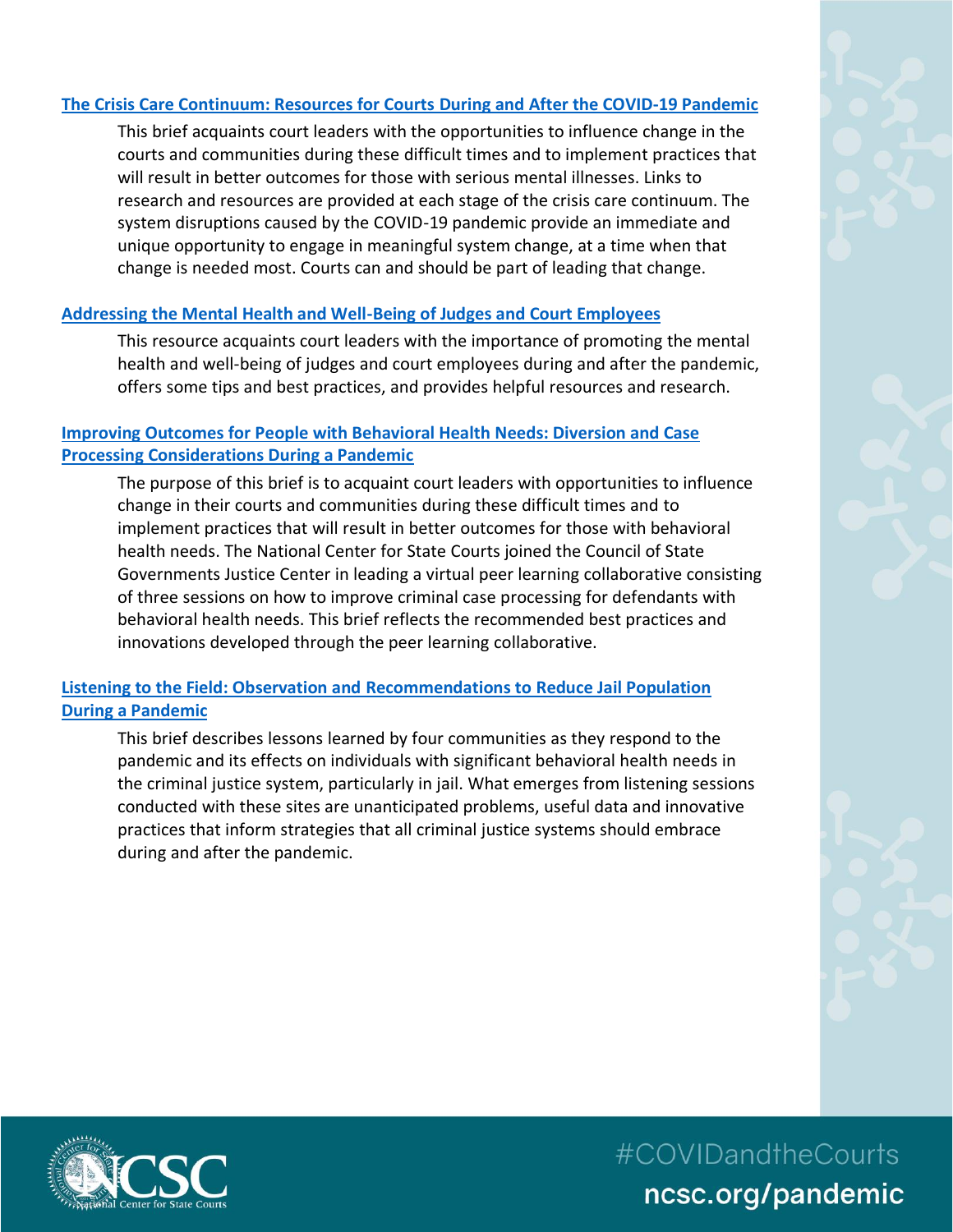[The Crisis Care Continuum: Resources for Courts During and After the COVID-19 Pandemic]

This brief acquaints court leaders with the opportunities to influence change in the courts and communities during these difficult times and to implement practices that will result in better outcomes for those with serious mental illnesses. Links to research and resources are provided at each stage of the crisis care continuum. The system disruptions caused by the COVID-19 pandemic provide an immediate and unique opportunity to engage in meaningful system change, at a time when that change is needed most. Courts can and should be part of leading that change.

[Addressing the Mental Health and Well-Being of Judges and Court Employees]

This resource acquaints court leaders with the importance of promoting the mental health and well-being of judges and court employees during and after the pandemic, offers some tips and best practices, and provides helpful resources and research.

[Improving Outcomes for People with Behavioral Health Needs: Diversion and Case Processing Considerations During a Pandemic]

The purpose of this brief is to acquaint court leaders with opportunities to influence change in their courts and communities during these difficult times and to implement practices that will result in better outcomes for those with behavioral health needs. The National Center for State Courts joined the Council of State Governments Justice Center in leading a virtual peer learning collaborative consisting of three sessions on how to improve criminal case processing for defendants with behavioral health needs. This brief reflects the recommended best practices and innovations developed through the peer learning collaborative.

[Listening to the Field: Observation and Recommendations to Reduce Jail Population During a Pandemic]

This brief describes lessons learned by four communities as they respond to the pandemic and its effects on individuals with significant behavioral health needs in the criminal justice system, particularly in jail. What emerges from listening sessions conducted with these sites are unanticipated problems, useful data and innovative practices that inform strategies that all criminal justice systems should embrace during and after the pandemic.

#COVIDandtheCourts

ncsc.org/pandemic